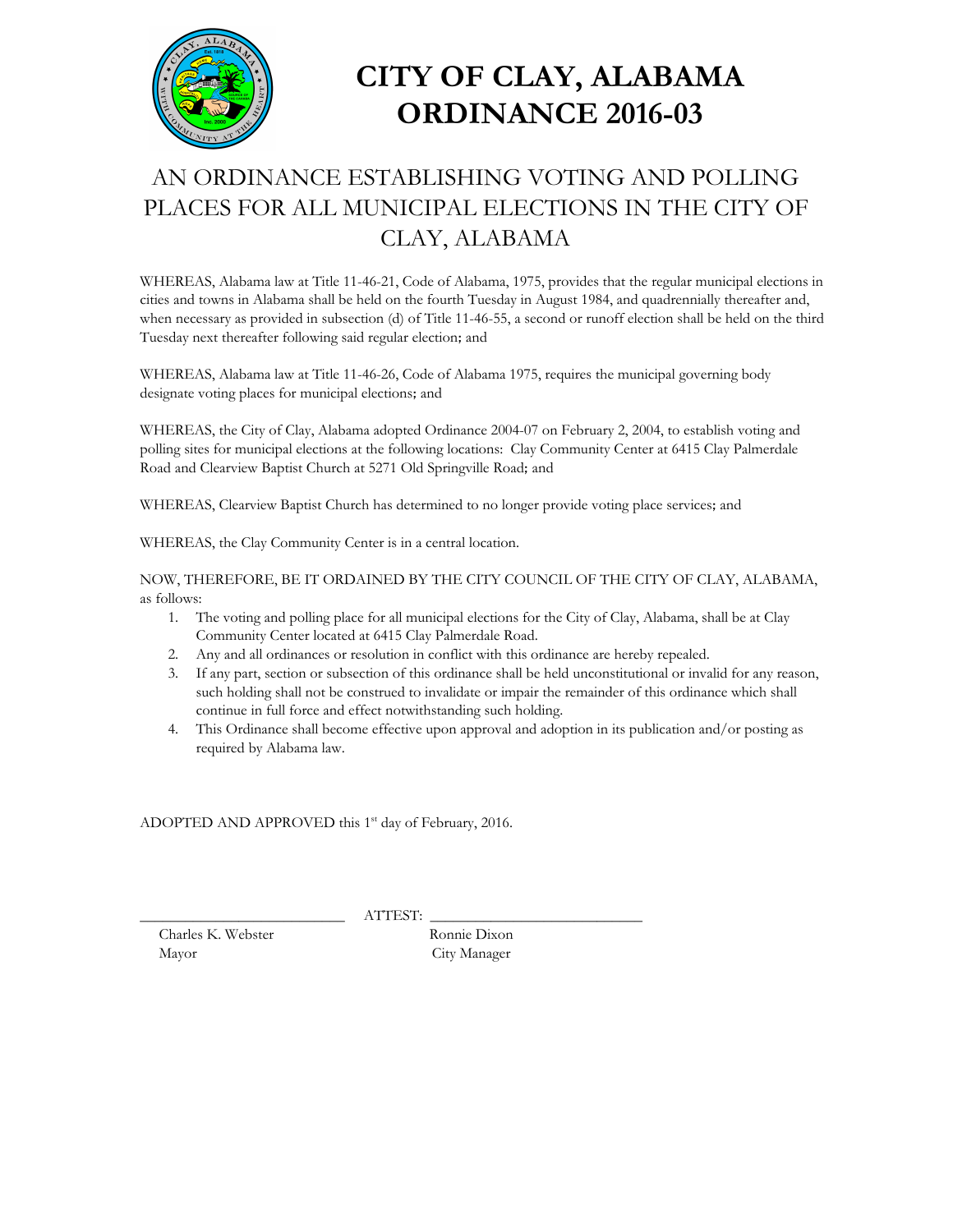# CITY OF CLAY, ALABAMA
# ORDINANCE 2016-03

## AN ORDINANCE ESTABLISHING VOTING AND POLLING PLACES FOR ALL MUNICIPAL ELECTIONS IN THE CITY OF CLAY, ALABAMA

WHEREAS, Alabama law at Title 11-46-21, Code of Alabama, 1975, provides that the regular municipal elections in cities and towns in Alabama shall be held on the fourth Tuesday in August 1984, and quadrennially thereafter and, when necessary as provided in subsection (d) of Title 11-46-55, a second or runoff election shall be held on the third Tuesday next thereafter following said regular election; and

WHEREAS, Alabama law at Title 11-46-26, Code of Alabama 1975, requires the municipal governing body designate voting places for municipal elections; and

WHEREAS, the City of Clay, Alabama adopted Ordinance 2004-07 on February 2, 2004, to establish voting and polling sites for municipal elections at the following locations: Clay Community Center at 6415 Clay Palmerdale Road and Clearview Baptist Church at 5271 Old Springville Road; and

WHEREAS, Clearview Baptist Church has determined to no longer provide voting place services; and

WHEREAS, the Clay Community Center is in a central location.

NOW, THEREFORE, BE IT ORDAINED BY THE CITY COUNCIL OF THE CITY OF CLAY, ALABAMA, as follows:

1. The voting and polling place for all municipal elections for the City of Clay, Alabama, shall be at Clay Community Center located at 6415 Clay Palmerdale Road.
2. Any and all ordinances or resolution in conflict with this ordinance are hereby repealed.
3. If any part, section or subsection of this ordinance shall be held unconstitutional or invalid for any reason, such holding shall not be construed to invalidate or impair the remainder of this ordinance which shall continue in full force and effect notwithstanding such holding.
4. This Ordinance shall become effective upon approval and adoption in its publication and/or posting as required by Alabama law.

ADOPTED AND APPROVED this 1st day of February, 2016.

\_\_\_\_\_\_\_\_\_\_\_\_\_\_\_\_\_\_\_\_\_\_\_\_\_\_ ATTEST: \_\_\_\_\_\_\_\_\_\_\_\_\_\_\_\_\_\_\_\_\_\_\_\_\_\_

Charles K. Webster
Mayor

Ronnie Dixon
City Manager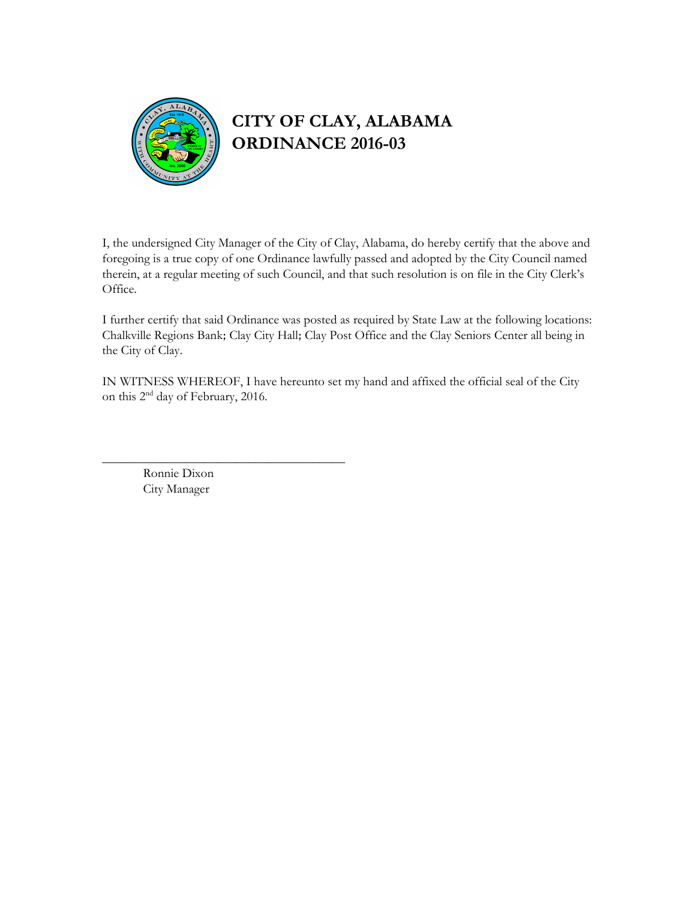# CITY OF CLAY, ALABAMA
# ORDINANCE 2016-03

I, the undersigned City Manager of the City of Clay, Alabama, do hereby certify that the above and foregoing is a true copy of one Ordinance lawfully passed and adopted by the City Council named therein, at a regular meeting of such Council, and that such resolution is on file in the City Clerk's Office.

I further certify that said Ordinance was posted as required by State Law at the following locations: Chalkville Regions Bank; Clay City Hall; Clay Post Office and the Clay Seniors Center all being in the City of Clay.

IN WITNESS WHEREOF, I have hereunto set my hand and affixed the official seal of the City on this 2nd day of February, 2016.

\_\_\_\_\_\_\_\_\_\_\_\_\_\_\_\_\_\_\_\_\_\_\_\_\_\_\_\_\_\_\_\_\_\_\_\_\_\_\_\_

Ronnie Dixon
City Manager